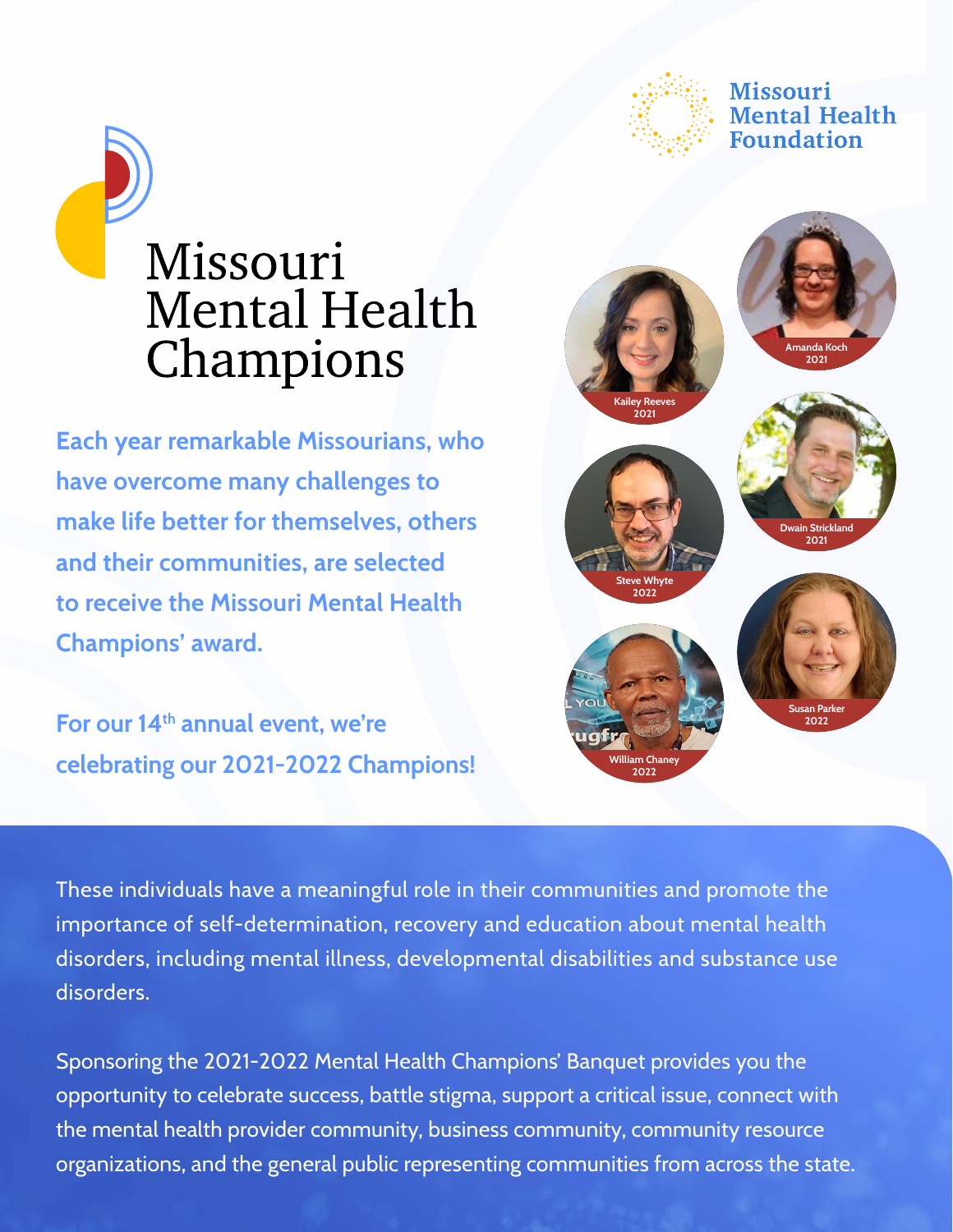Missouri Mental Health Foundation

# Missouri Mental Health Champions

**Each year remarkable Missourians, who have overcome many challenges to make life better for themselves, others and their communities, are selected to receive the Missouri Mental Health Champions' award.**

**For our 14th annual event, we're celebrating our 2021-2022 Champions!**

Kailey Reeves 2021

Amanda Koch 2021

Steve Whyte 2022

Dwain Strickland 2021

William Chaney 2022

Susan Parker 2022

These individuals have a meaningful role in their communities and promote the importance of self-determination, recovery and education about mental health disorders, including mental illness, developmental disabilities and substance use disorders.

Sponsoring the 2021-2022 Mental Health Champions' Banquet provides you the opportunity to celebrate success, battle stigma, support a critical issue, connect with the mental health provider community, business community, community resource organizations, and the general public representing communities from across the state.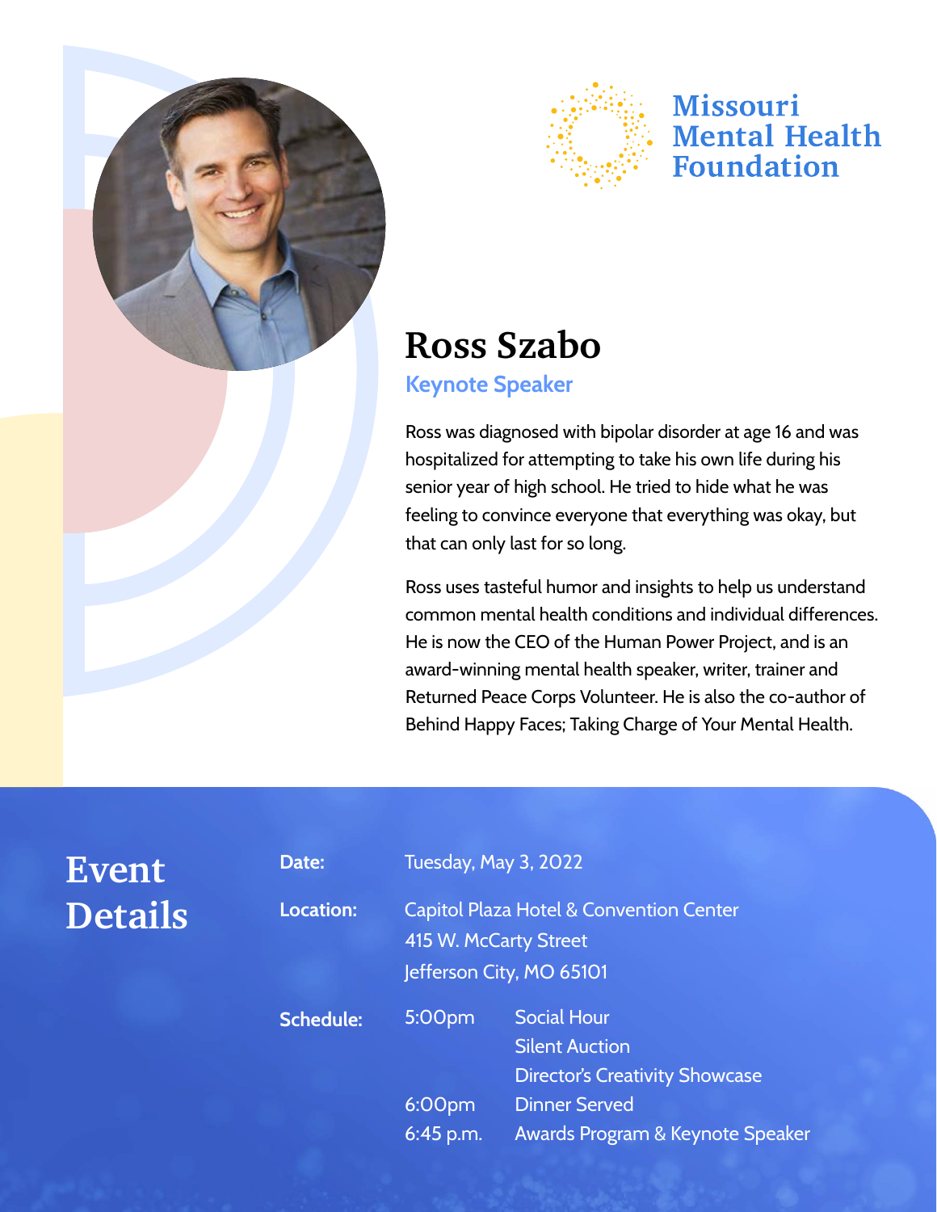Missouri Mental Health Foundation

# Ross Szabo

### Keynote Speaker

Ross was diagnosed with bipolar disorder at age 16 and was hospitalized for attempting to take his own life during his senior year of high school. He tried to hide what he was feeling to convince everyone that everything was okay, but that can only last for so long.

Ross uses tasteful humor and insights to help us understand common mental health conditions and individual differences. He is now the CEO of the Human Power Project, and is an award-winning mental health speaker, writer, trainer and Returned Peace Corps Volunteer. He is also the co-author of Behind Happy Faces; Taking Charge of Your Mental Health.

## Event Details

**Date:** Tuesday, May 3, 2022

**Location:** Capitol Plaza Hotel & Convention Center
415 W. McCarty Street
Jefferson City, MO 65101

**Schedule:**

| | |
|---|---|
| 5:00pm | Social Hour<br>Silent Auction<br>Director's Creativity Showcase |
| 6:00pm | Dinner Served |
| 6:45 p.m. | Awards Program & Keynote Speaker |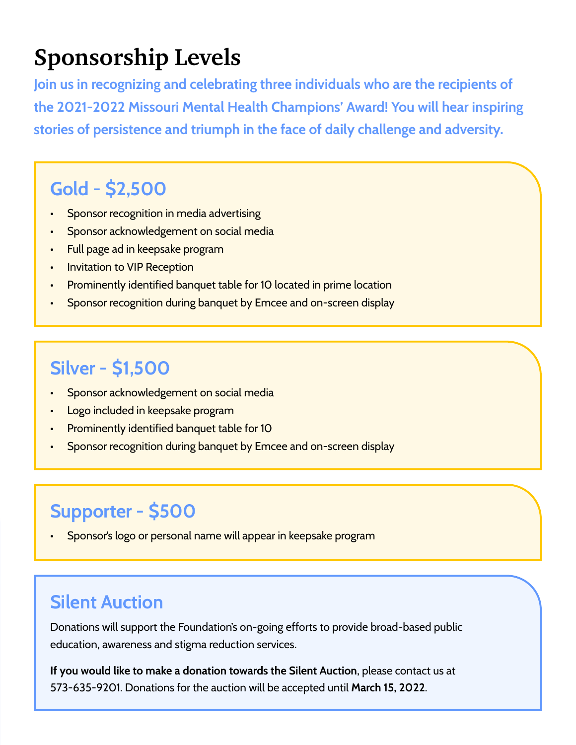# Sponsorship Levels

**Join us in recognizing and celebrating three individuals who are the recipients of the 2021-2022 Missouri Mental Health Champions' Award! You will hear inspiring stories of persistence and triumph in the face of daily challenge and adversity.**

## Gold - $2,500

- Sponsor recognition in media advertising
- Sponsor acknowledgement on social media
- Full page ad in keepsake program
- Invitation to VIP Reception
- Prominently identified banquet table for 10 located in prime location
- Sponsor recognition during banquet by Emcee and on-screen display

## Silver - $1,500

- Sponsor acknowledgement on social media
- Logo included in keepsake program
- Prominently identified banquet table for 10
- Sponsor recognition during banquet by Emcee and on-screen display

## Supporter - $500

- Sponsor's logo or personal name will appear in keepsake program

## Silent Auction

Donations will support the Foundation's on-going efforts to provide broad-based public education, awareness and stigma reduction services.

**If you would like to make a donation towards the Silent Auction**, please contact us at 573-635-9201. Donations for the auction will be accepted until **March 15, 2022**.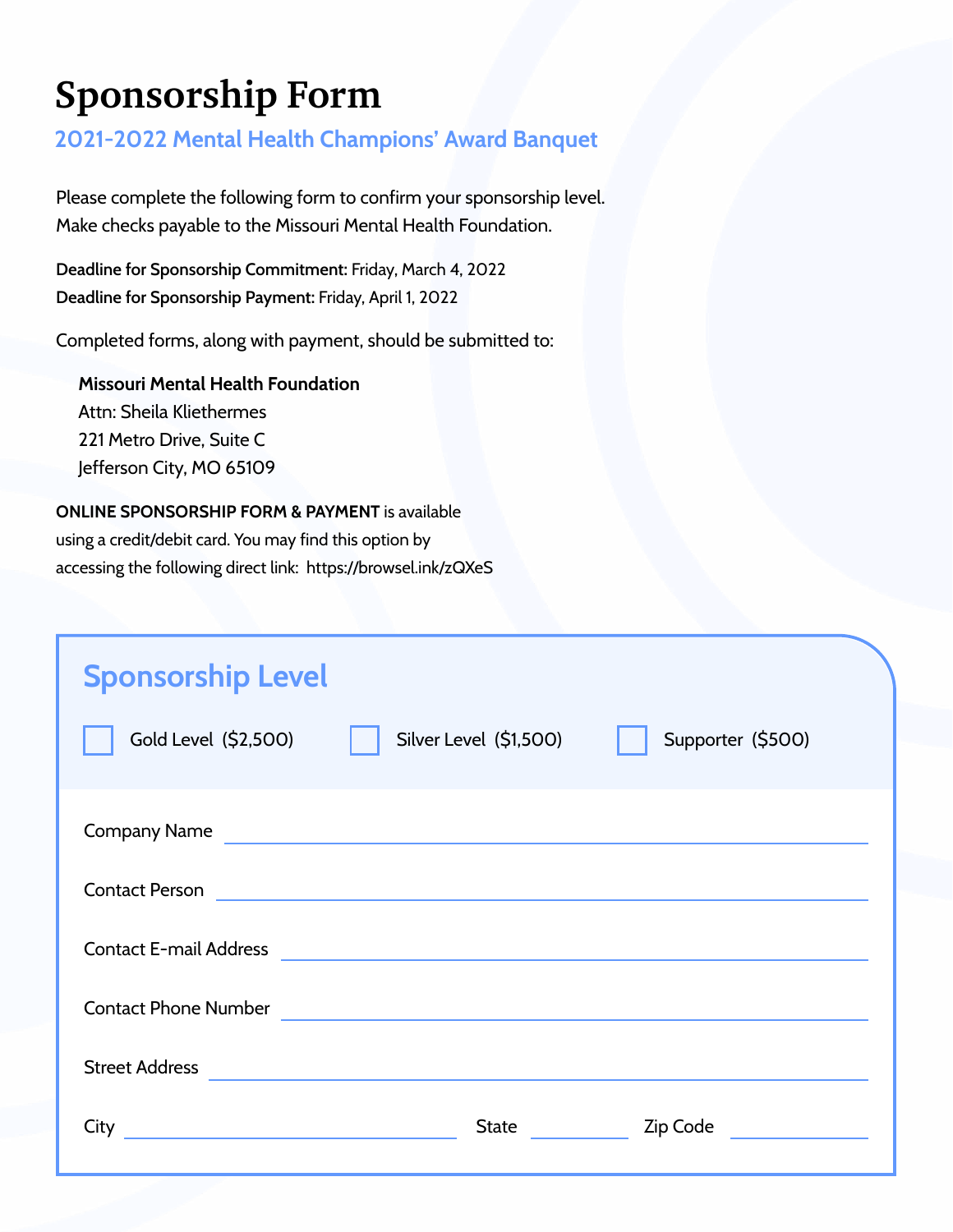# Sponsorship Form

## 2021-2022 Mental Health Champions' Award Banquet

Please complete the following form to confirm your sponsorship level.
Make checks payable to the Missouri Mental Health Foundation.

**Deadline for Sponsorship Commitment:** Friday, March 4, 2022
**Deadline for Sponsorship Payment:** Friday, April 1, 2022

Completed forms, along with payment, should be submitted to:

**Missouri Mental Health Foundation**
Attn: Sheila Kliethermes
221 Metro Drive, Suite C
Jefferson City, MO 65109

**ONLINE SPONSORSHIP FORM & PAYMENT** is available using a credit/debit card. You may find this option by accessing the following direct link: https://browsel.ink/zQXeS

## Sponsorship Level

☐ Gold Level ($2,500) ☐ Silver Level ($1,500) ☐ Supporter ($500)

Company Name ______________________________

Contact Person ______________________________

Contact E-mail Address ______________________________

Contact Phone Number ______________________________

Street Address ______________________________

City ______________________ State __________ Zip Code __________